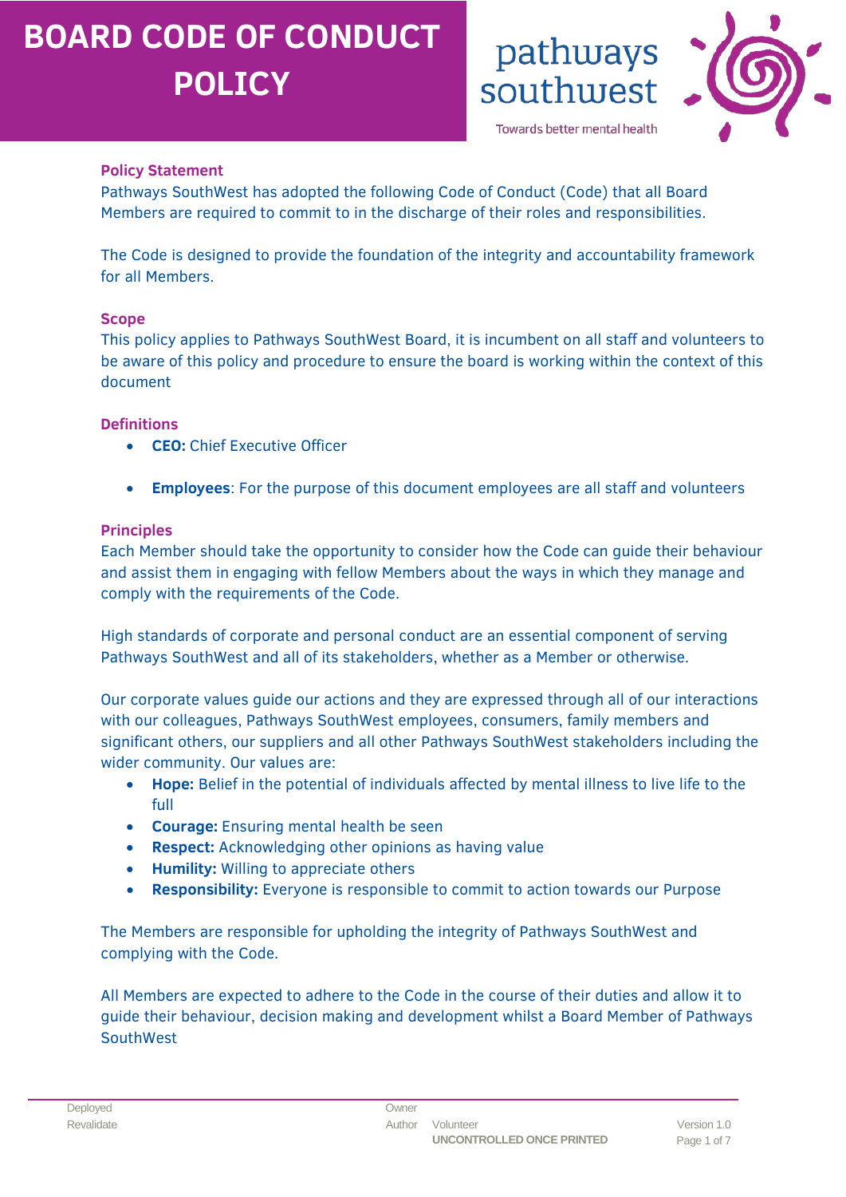# BOARD CODE OF CONDUCT POLICY

pathways southwest

Towards better mental health

## Policy Statement

Pathways SouthWest has adopted the following Code of Conduct (Code) that all Board Members are required to commit to in the discharge of their roles and responsibilities.

The Code is designed to provide the foundation of the integrity and accountability framework for all Members.

## Scope

This policy applies to Pathways SouthWest Board, it is incumbent on all staff and volunteers to be aware of this policy and procedure to ensure the board is working within the context of this document

## Definitions

- **CEO:** Chief Executive Officer
- **Employees**: For the purpose of this document employees are all staff and volunteers

## Principles

Each Member should take the opportunity to consider how the Code can guide their behaviour and assist them in engaging with fellow Members about the ways in which they manage and comply with the requirements of the Code.

High standards of corporate and personal conduct are an essential component of serving Pathways SouthWest and all of its stakeholders, whether as a Member or otherwise.

Our corporate values guide our actions and they are expressed through all of our interactions with our colleagues, Pathways SouthWest employees, consumers, family members and significant others, our suppliers and all other Pathways SouthWest stakeholders including the wider community. Our values are:

- **Hope:** Belief in the potential of individuals affected by mental illness to live life to the full
- **Courage:** Ensuring mental health be seen
- **Respect:** Acknowledging other opinions as having value
- **Humility:** Willing to appreciate others
- **Responsibility:** Everyone is responsible to commit to action towards our Purpose

The Members are responsible for upholding the integrity of Pathways SouthWest and complying with the Code.

All Members are expected to adhere to the Code in the course of their duties and allow it to guide their behaviour, decision making and development whilst a Board Member of Pathways SouthWest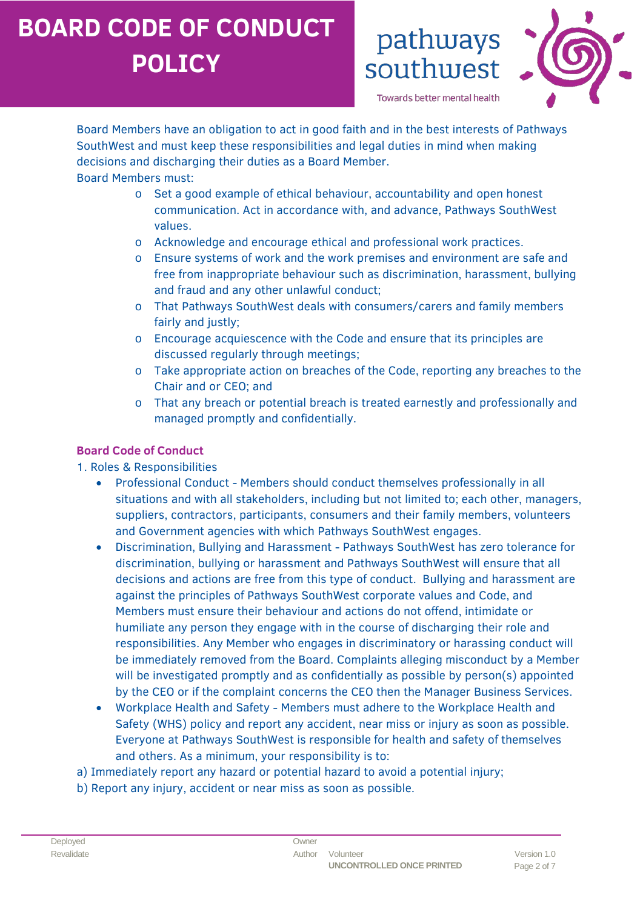Board Members have an obligation to act in good faith and in the best interests of Pathways SouthWest and must keep these responsibilities and legal duties in mind when making decisions and discharging their duties as a Board Member.

Board Members must:

- Set a good example of ethical behaviour, accountability and open honest communication. Act in accordance with, and advance, Pathways SouthWest values.
- Acknowledge and encourage ethical and professional work practices.
- Ensure systems of work and the work premises and environment are safe and free from inappropriate behaviour such as discrimination, harassment, bullying and fraud and any other unlawful conduct;
- That Pathways SouthWest deals with consumers/carers and family members fairly and justly;
- Encourage acquiescence with the Code and ensure that its principles are discussed regularly through meetings;
- Take appropriate action on breaches of the Code, reporting any breaches to the Chair and or CEO; and
- That any breach or potential breach is treated earnestly and professionally and managed promptly and confidentially.

**Board Code of Conduct**

1. Roles & Responsibilities
   - Professional Conduct - Members should conduct themselves professionally in all situations and with all stakeholders, including but not limited to; each other, managers, suppliers, contractors, participants, consumers and their family members, volunteers and Government agencies with which Pathways SouthWest engages.
   - Discrimination, Bullying and Harassment - Pathways SouthWest has zero tolerance for discrimination, bullying or harassment and Pathways SouthWest will ensure that all decisions and actions are free from this type of conduct. Bullying and harassment are against the principles of Pathways SouthWest corporate values and Code, and Members must ensure their behaviour and actions do not offend, intimidate or humiliate any person they engage with in the course of discharging their role and responsibilities. Any Member who engages in discriminatory or harassing conduct will be immediately removed from the Board. Complaints alleging misconduct by a Member will be investigated promptly and as confidentially as possible by person(s) appointed by the CEO or if the complaint concerns the CEO then the Manager Business Services.
   - Workplace Health and Safety - Members must adhere to the Workplace Health and Safety (WHS) policy and report any accident, near miss or injury as soon as possible. Everyone at Pathways SouthWest is responsible for health and safety of themselves and others. As a minimum, your responsibility is to:

a) Immediately report any hazard or potential hazard to avoid a potential injury;

b) Report any injury, accident or near miss as soon as possible.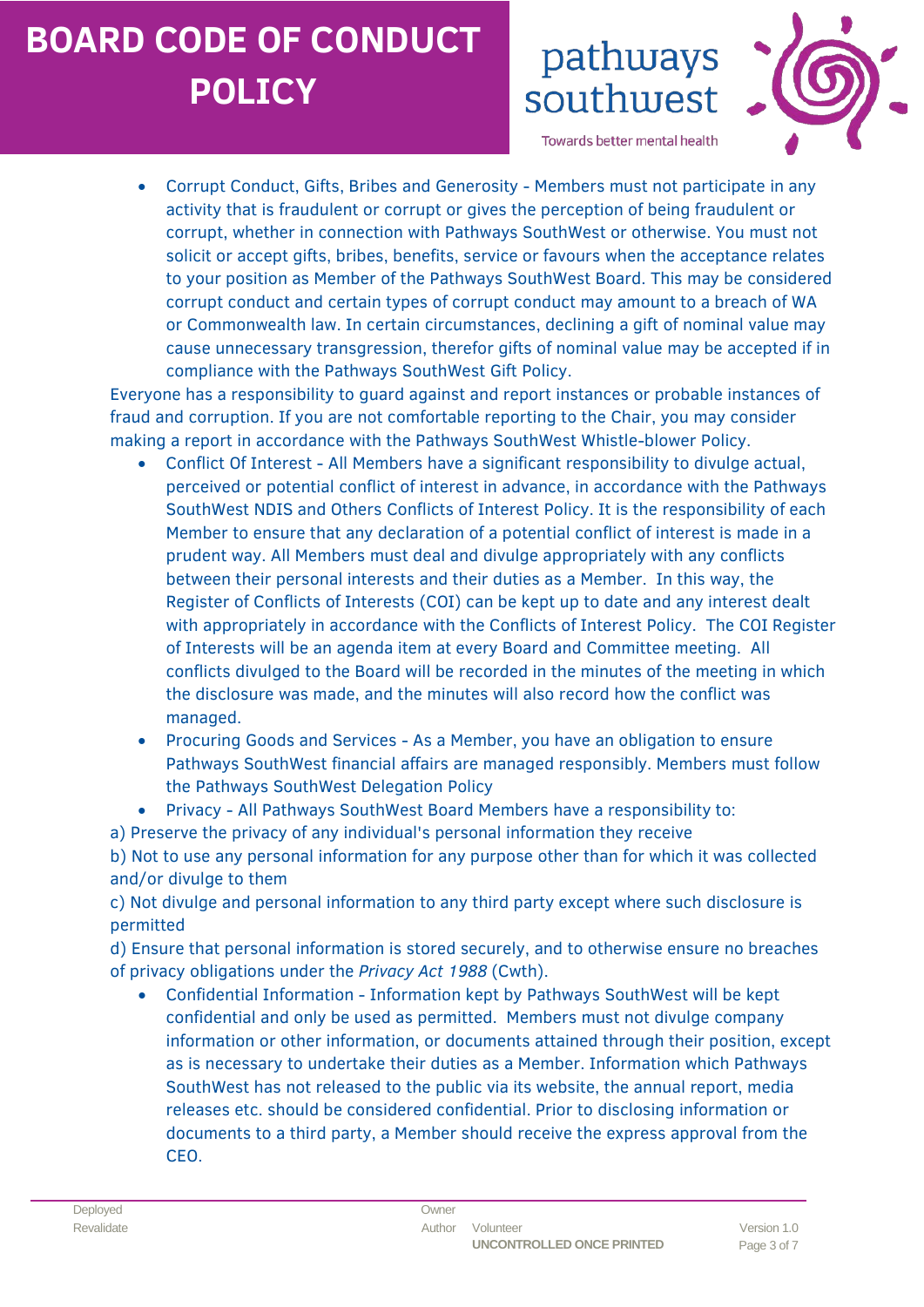- Corrupt Conduct, Gifts, Bribes and Generosity - Members must not participate in any activity that is fraudulent or corrupt or gives the perception of being fraudulent or corrupt, whether in connection with Pathways SouthWest or otherwise. You must not solicit or accept gifts, bribes, benefits, service or favours when the acceptance relates to your position as Member of the Pathways SouthWest Board. This may be considered corrupt conduct and certain types of corrupt conduct may amount to a breach of WA or Commonwealth law. In certain circumstances, declining a gift of nominal value may cause unnecessary transgression, therefor gifts of nominal value may be accepted if in compliance with the Pathways SouthWest Gift Policy.

Everyone has a responsibility to guard against and report instances or probable instances of fraud and corruption. If you are not comfortable reporting to the Chair, you may consider making a report in accordance with the Pathways SouthWest Whistle-blower Policy.

- Conflict Of Interest - All Members have a significant responsibility to divulge actual, perceived or potential conflict of interest in advance, in accordance with the Pathways SouthWest NDIS and Others Conflicts of Interest Policy. It is the responsibility of each Member to ensure that any declaration of a potential conflict of interest is made in a prudent way. All Members must deal and divulge appropriately with any conflicts between their personal interests and their duties as a Member. In this way, the Register of Conflicts of Interests (COI) can be kept up to date and any interest dealt with appropriately in accordance with the Conflicts of Interest Policy. The COI Register of Interests will be an agenda item at every Board and Committee meeting. All conflicts divulged to the Board will be recorded in the minutes of the meeting in which the disclosure was made, and the minutes will also record how the conflict was managed.
- Procuring Goods and Services - As a Member, you have an obligation to ensure Pathways SouthWest financial affairs are managed responsibly. Members must follow the Pathways SouthWest Delegation Policy
- Privacy - All Pathways SouthWest Board Members have a responsibility to:

a) Preserve the privacy of any individual's personal information they receive

b) Not to use any personal information for any purpose other than for which it was collected and/or divulge to them

c) Not divulge and personal information to any third party except where such disclosure is permitted

d) Ensure that personal information is stored securely, and to otherwise ensure no breaches of privacy obligations under the *Privacy Act 1988* (Cwth).

- Confidential Information - Information kept by Pathways SouthWest will be kept confidential and only be used as permitted. Members must not divulge company information or other information, or documents attained through their position, except as is necessary to undertake their duties as a Member. Information which Pathways SouthWest has not released to the public via its website, the annual report, media releases etc. should be considered confidential. Prior to disclosing information or documents to a third party, a Member should receive the express approval from the CEO.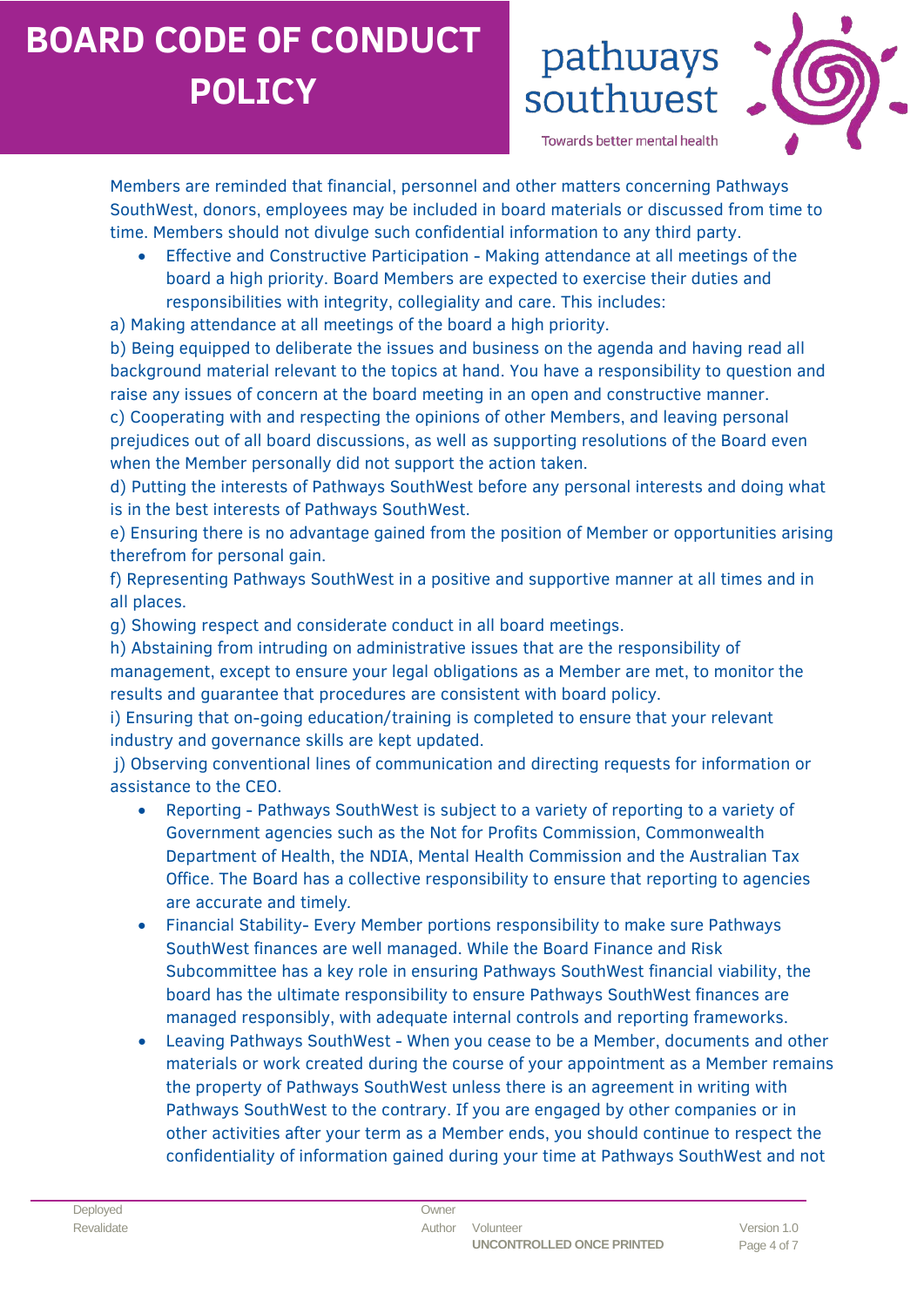Members are reminded that financial, personnel and other matters concerning Pathways SouthWest, donors, employees may be included in board materials or discussed from time to time. Members should not divulge such confidential information to any third party.

- Effective and Constructive Participation - Making attendance at all meetings of the board a high priority. Board Members are expected to exercise their duties and responsibilities with integrity, collegiality and care. This includes:

a) Making attendance at all meetings of the board a high priority.
b) Being equipped to deliberate the issues and business on the agenda and having read all background material relevant to the topics at hand. You have a responsibility to question and raise any issues of concern at the board meeting in an open and constructive manner.
c) Cooperating with and respecting the opinions of other Members, and leaving personal prejudices out of all board discussions, as well as supporting resolutions of the Board even when the Member personally did not support the action taken.
d) Putting the interests of Pathways SouthWest before any personal interests and doing what is in the best interests of Pathways SouthWest.
e) Ensuring there is no advantage gained from the position of Member or opportunities arising therefrom for personal gain.
f) Representing Pathways SouthWest in a positive and supportive manner at all times and in all places.
g) Showing respect and considerate conduct in all board meetings.
h) Abstaining from intruding on administrative issues that are the responsibility of management, except to ensure your legal obligations as a Member are met, to monitor the results and guarantee that procedures are consistent with board policy.
i) Ensuring that on-going education/training is completed to ensure that your relevant industry and governance skills are kept updated.
j) Observing conventional lines of communication and directing requests for information or assistance to the CEO.

- Reporting - Pathways SouthWest is subject to a variety of reporting to a variety of Government agencies such as the Not for Profits Commission, Commonwealth Department of Health, the NDIA, Mental Health Commission and the Australian Tax Office. The Board has a collective responsibility to ensure that reporting to agencies are accurate and timely.
- Financial Stability- Every Member portions responsibility to make sure Pathways SouthWest finances are well managed. While the Board Finance and Risk Subcommittee has a key role in ensuring Pathways SouthWest financial viability, the board has the ultimate responsibility to ensure Pathways SouthWest finances are managed responsibly, with adequate internal controls and reporting frameworks.
- Leaving Pathways SouthWest - When you cease to be a Member, documents and other materials or work created during the course of your appointment as a Member remains the property of Pathways SouthWest unless there is an agreement in writing with Pathways SouthWest to the contrary. If you are engaged by other companies or in other activities after your term as a Member ends, you should continue to respect the confidentiality of information gained during your time at Pathways SouthWest and not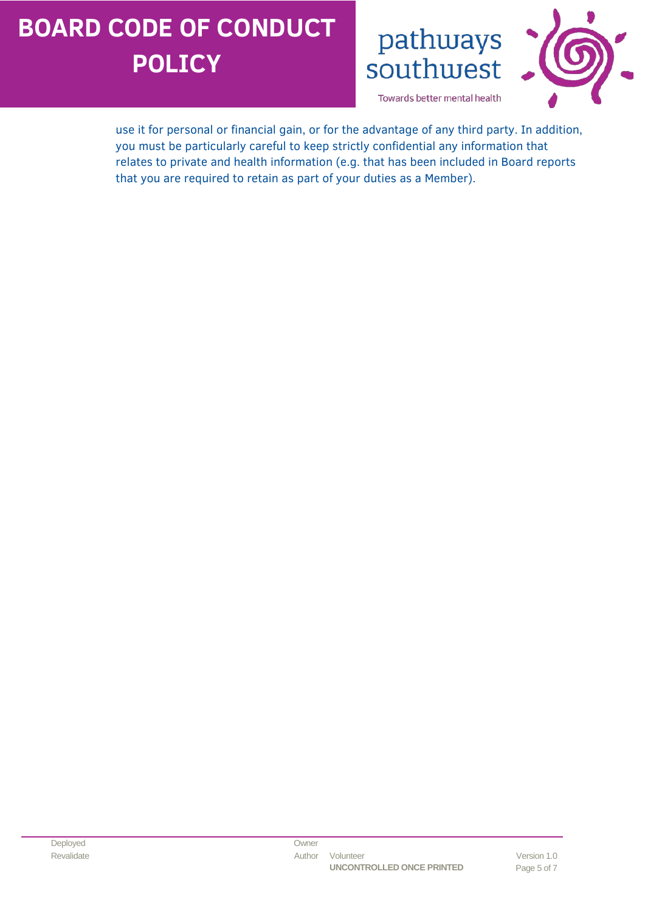use it for personal or financial gain, or for the advantage of any third party. In addition, you must be particularly careful to keep strictly confidential any information that relates to private and health information (e.g. that has been included in Board reports that you are required to retain as part of your duties as a Member).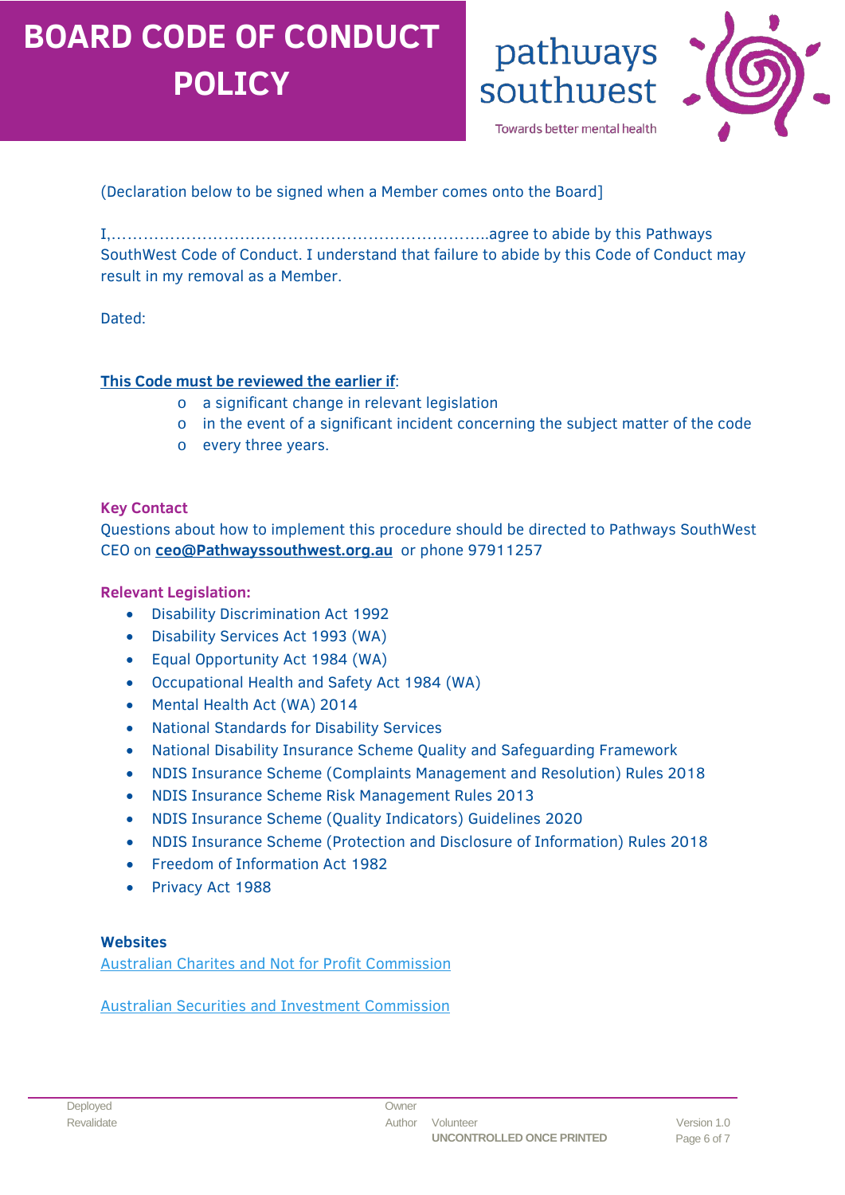(Declaration below to be signed when a Member comes onto the Board]

I,………………………………………………………………..agree to abide by this Pathways SouthWest Code of Conduct. I understand that failure to abide by this Code of Conduct may result in my removal as a Member.

Dated:

**This Code must be reviewed the earlier if**:

- a significant change in relevant legislation
- in the event of a significant incident concerning the subject matter of the code
- every three years.

**Key Contact**

Questions about how to implement this procedure should be directed to Pathways SouthWest CEO on **ceo@Pathwayssouthwest.org.au** or phone 97911257

**Relevant Legislation:**

- Disability Discrimination Act 1992
- Disability Services Act 1993 (WA)
- Equal Opportunity Act 1984 (WA)
- Occupational Health and Safety Act 1984 (WA)
- Mental Health Act (WA) 2014
- National Standards for Disability Services
- National Disability Insurance Scheme Quality and Safeguarding Framework
- NDIS Insurance Scheme (Complaints Management and Resolution) Rules 2018
- NDIS Insurance Scheme Risk Management Rules 2013
- NDIS Insurance Scheme (Quality Indicators) Guidelines 2020
- NDIS Insurance Scheme (Protection and Disclosure of Information) Rules 2018
- Freedom of Information Act 1982
- Privacy Act 1988

**Websites**

Australian Charites and Not for Profit Commission

Australian Securities and Investment Commission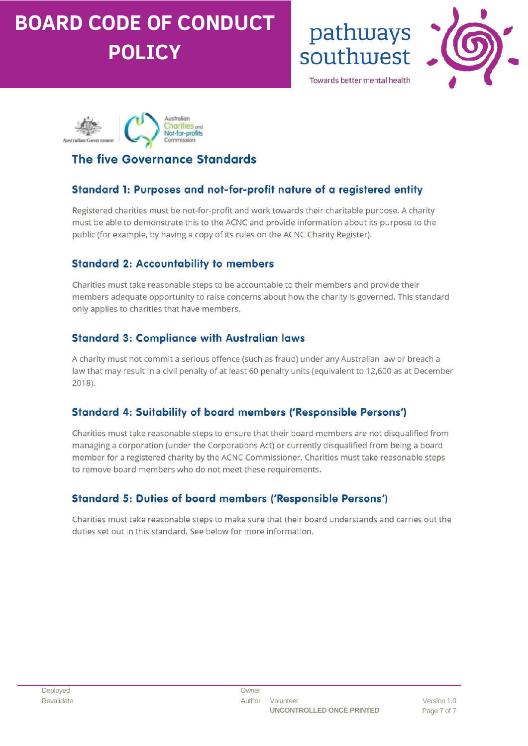## The five Governance Standards

### Standard 1: Purposes and not-for-profit nature of a registered entity

Registered charities must be not-for-profit and work towards their charitable purpose. A charity must be able to demonstrate this to the ACNC and provide information about its purpose to the public (for example, by having a copy of its rules on the ACNC Charity Register).

### Standard 2: Accountability to members

Charities must take reasonable steps to be accountable to their members and provide their members adequate opportunity to raise concerns about how the charity is governed. This standard only applies to charities that have members.

### Standard 3: Compliance with Australian laws

A charity must not commit a serious offence (such as fraud) under any Australian law or breach a law that may result in a civil penalty of at least 60 penalty units (equivalent to 12,600 as at December 2018).

### Standard 4: Suitability of board members ('Responsible Persons')

Charities must take reasonable steps to ensure that their board members are not disqualified from managing a corporation (under the Corporations Act) or currently disqualified from being a board member for a registered charity by the ACNC Commissioner. Charities must take reasonable steps to remove board members who do not meet these requirements.

### Standard 5: Duties of board members ('Responsible Persons')

Charities must take reasonable steps to make sure that their board understands and carries out the duties set out in this standard. See below for more information.